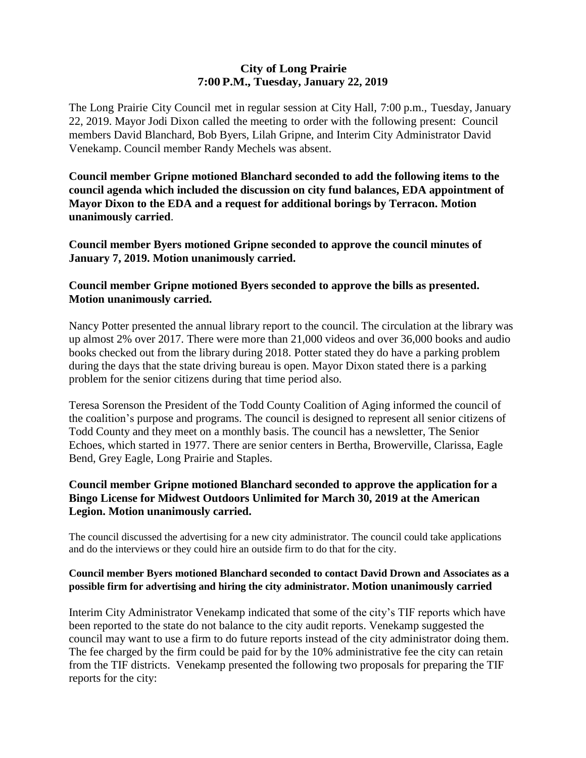# City of Long Prairie
## 7:00 P.M., Tuesday, January 22, 2019

The Long Prairie City Council met in regular session at City Hall, 7:00 p.m., Tuesday, January 22, 2019. Mayor Jodi Dixon called the meeting to order with the following present: Council members David Blanchard, Bob Byers, Lilah Gripne, and Interim City Administrator David Venekamp. Council member Randy Mechels was absent.

**Council member Gripne motioned Blanchard seconded to add the following items to the council agenda which included the discussion on city fund balances, EDA appointment of Mayor Dixon to the EDA and a request for additional borings by Terracon. Motion unanimously carried**.

**Council member Byers motioned Gripne seconded to approve the council minutes of January 7, 2019. Motion unanimously carried.**

**Council member Gripne motioned Byers seconded to approve the bills as presented. Motion unanimously carried.**

Nancy Potter presented the annual library report to the council. The circulation at the library was up almost 2% over 2017. There were more than 21,000 videos and over 36,000 books and audio books checked out from the library during 2018. Potter stated they do have a parking problem during the days that the state driving bureau is open. Mayor Dixon stated there is a parking problem for the senior citizens during that time period also.

Teresa Sorenson the President of the Todd County Coalition of Aging informed the council of the coalition's purpose and programs. The council is designed to represent all senior citizens of Todd County and they meet on a monthly basis. The council has a newsletter, The Senior Echoes, which started in 1977. There are senior centers in Bertha, Browerville, Clarissa, Eagle Bend, Grey Eagle, Long Prairie and Staples.

**Council member Gripne motioned Blanchard seconded to approve the application for a Bingo License for Midwest Outdoors Unlimited for March 30, 2019 at the American Legion. Motion unanimously carried.**

The council discussed the advertising for a new city administrator. The council could take applications and do the interviews or they could hire an outside firm to do that for the city.

**Council member Byers motioned Blanchard seconded to contact David Drown and Associates as a possible firm for advertising and hiring the city administrator. Motion unanimously carried**

Interim City Administrator Venekamp indicated that some of the city's TIF reports which have been reported to the state do not balance to the city audit reports. Venekamp suggested the council may want to use a firm to do future reports instead of the city administrator doing them. The fee charged by the firm could be paid for by the 10% administrative fee the city can retain from the TIF districts. Venekamp presented the following two proposals for preparing the TIF reports for the city: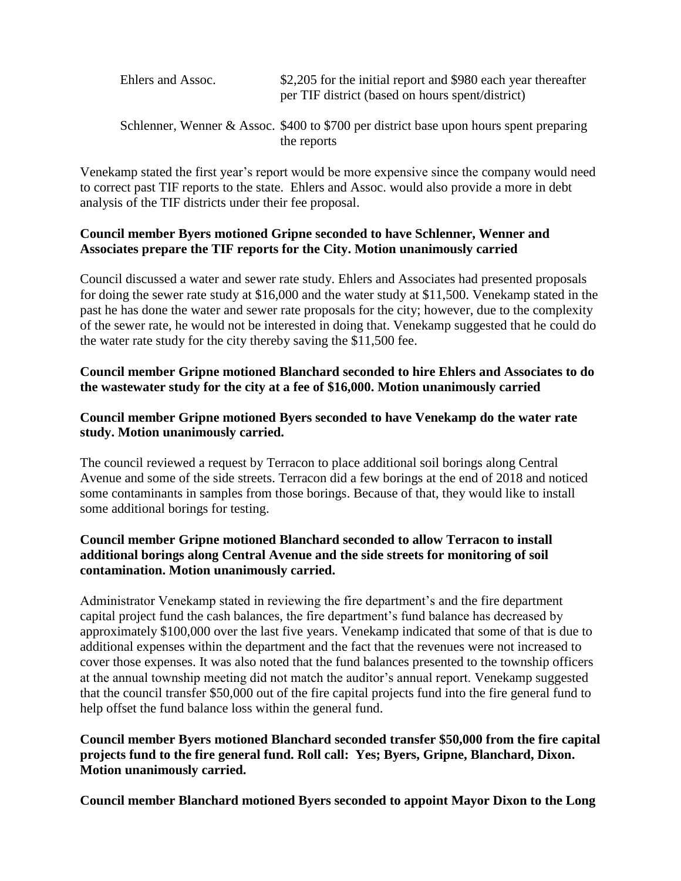| | |
|---|---|
| Ehlers and Assoc. | $2,205 for the initial report and $980 each year thereafter per TIF district (based on hours spent/district) |
| Schlenner, Wenner & Assoc. | $400 to $700 per district base upon hours spent preparing the reports |

Venekamp stated the first year's report would be more expensive since the company would need to correct past TIF reports to the state. Ehlers and Assoc. would also provide a more in debt analysis of the TIF districts under their fee proposal.

**Council member Byers motioned Gripne seconded to have Schlenner, Wenner and Associates prepare the TIF reports for the City. Motion unanimously carried**

Council discussed a water and sewer rate study. Ehlers and Associates had presented proposals for doing the sewer rate study at $16,000 and the water study at $11,500. Venekamp stated in the past he has done the water and sewer rate proposals for the city; however, due to the complexity of the sewer rate, he would not be interested in doing that. Venekamp suggested that he could do the water rate study for the city thereby saving the $11,500 fee.

**Council member Gripne motioned Blanchard seconded to hire Ehlers and Associates to do the wastewater study for the city at a fee of $16,000. Motion unanimously carried**

**Council member Gripne motioned Byers seconded to have Venekamp do the water rate study. Motion unanimously carried.**

The council reviewed a request by Terracon to place additional soil borings along Central Avenue and some of the side streets. Terracon did a few borings at the end of 2018 and noticed some contaminants in samples from those borings. Because of that, they would like to install some additional borings for testing.

**Council member Gripne motioned Blanchard seconded to allow Terracon to install additional borings along Central Avenue and the side streets for monitoring of soil contamination. Motion unanimously carried.**

Administrator Venekamp stated in reviewing the fire department's and the fire department capital project fund the cash balances, the fire department's fund balance has decreased by approximately $100,000 over the last five years. Venekamp indicated that some of that is due to additional expenses within the department and the fact that the revenues were not increased to cover those expenses. It was also noted that the fund balances presented to the township officers at the annual township meeting did not match the auditor's annual report. Venekamp suggested that the council transfer $50,000 out of the fire capital projects fund into the fire general fund to help offset the fund balance loss within the general fund.

**Council member Byers motioned Blanchard seconded transfer $50,000 from the fire capital projects fund to the fire general fund. Roll call: Yes; Byers, Gripne, Blanchard, Dixon. Motion unanimously carried.**

**Council member Blanchard motioned Byers seconded to appoint Mayor Dixon to the Long**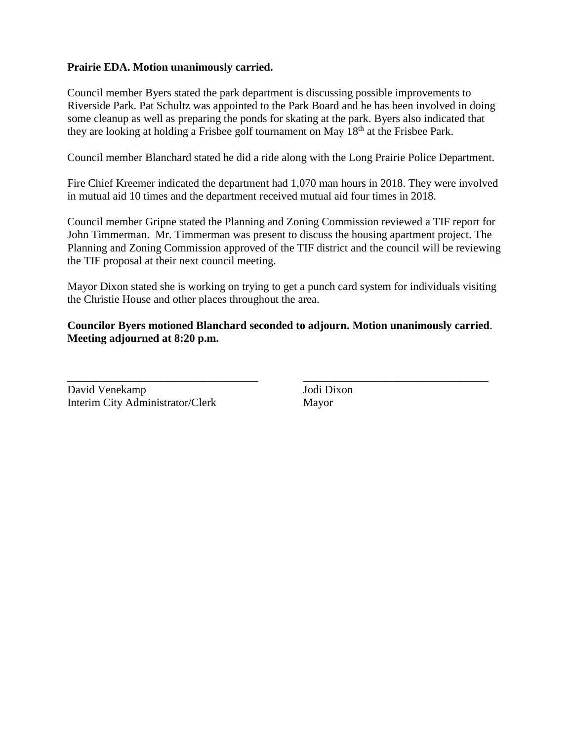**Prairie EDA. Motion unanimously carried.**

Council member Byers stated the park department is discussing possible improvements to Riverside Park. Pat Schultz was appointed to the Park Board and he has been involved in doing some cleanup as well as preparing the ponds for skating at the park. Byers also indicated that they are looking at holding a Frisbee golf tournament on May 18th at the Frisbee Park.

Council member Blanchard stated he did a ride along with the Long Prairie Police Department.

Fire Chief Kreemer indicated the department had 1,070 man hours in 2018. They were involved in mutual aid 10 times and the department received mutual aid four times in 2018.

Council member Gripne stated the Planning and Zoning Commission reviewed a TIF report for John Timmerman. Mr. Timmerman was present to discuss the housing apartment project. The Planning and Zoning Commission approved of the TIF district and the council will be reviewing the TIF proposal at their next council meeting.

Mayor Dixon stated she is working on trying to get a punch card system for individuals visiting the Christie House and other places throughout the area.

**Councilor Byers motioned Blanchard seconded to adjourn. Motion unanimously carried. Meeting adjourned at 8:20 p.m.**

______________________________ ______________________________

David Venekamp
Interim City Administrator/Clerk

Jodi Dixon
Mayor